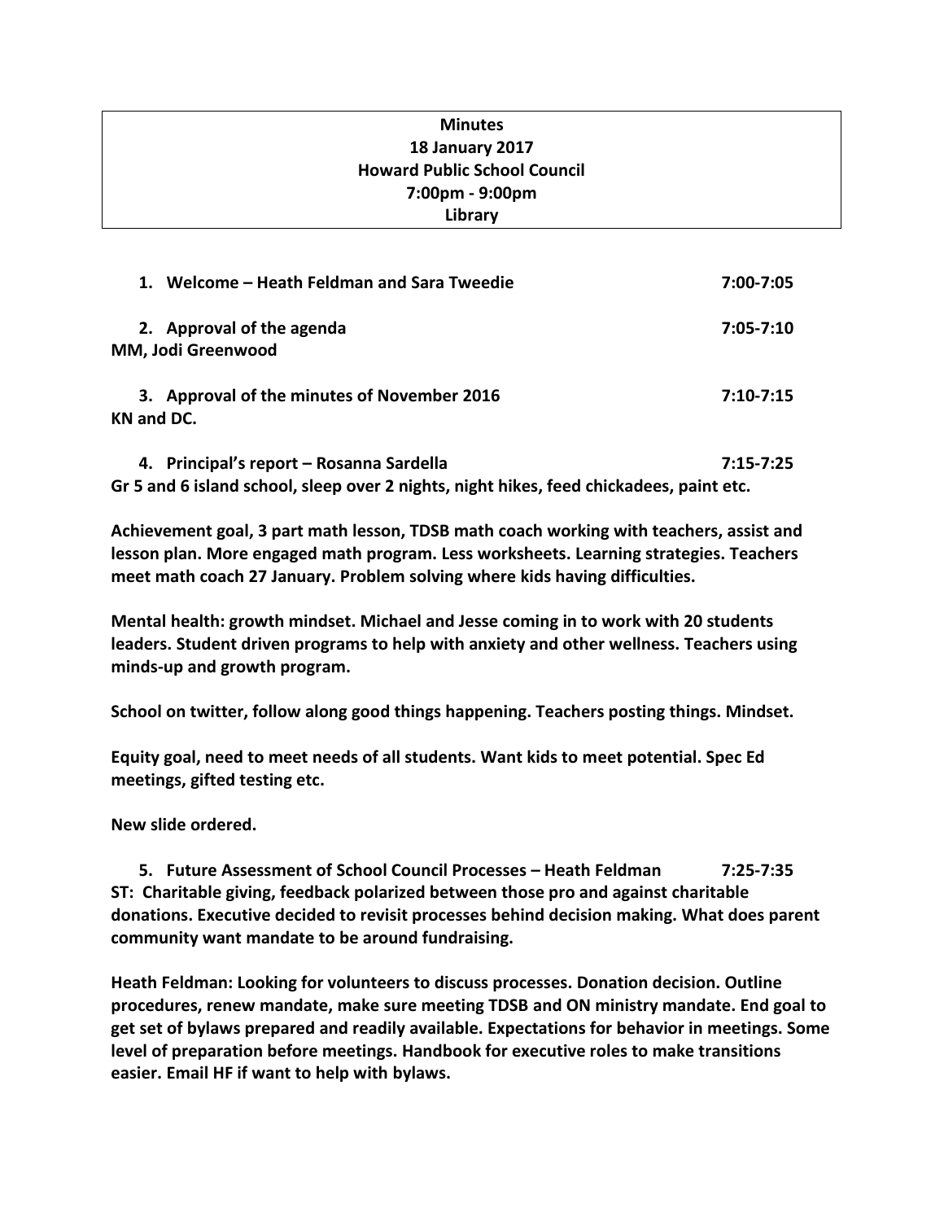**Minutes**
**18 January 2017**
**Howard Public School Council**
**7:00pm - 9:00pm**
**Library**

**1. Welcome – Heath Feldman and Sara Tweedie** **7:00-7:05**

**2. Approval of the agenda** **7:05-7:10**
**MM, Jodi Greenwood**

**3. Approval of the minutes of November 2016** **7:10-7:15**
**KN and DC.**

**4. Principal's report – Rosanna Sardella** **7:15-7:25**
**Gr 5 and 6 island school, sleep over 2 nights, night hikes, feed chickadees, paint etc.**

**Achievement goal, 3 part math lesson, TDSB math coach working with teachers, assist and lesson plan. More engaged math program. Less worksheets. Learning strategies. Teachers meet math coach 27 January. Problem solving where kids having difficulties.**

**Mental health: growth mindset. Michael and Jesse coming in to work with 20 students leaders. Student driven programs to help with anxiety and other wellness. Teachers using minds-up and growth program.**

**School on twitter, follow along good things happening. Teachers posting things. Mindset.**

**Equity goal, need to meet needs of all students. Want kids to meet potential. Spec Ed meetings, gifted testing etc.**

**New slide ordered.**

**5. Future Assessment of School Council Processes – Heath Feldman** **7:25-7:35**
**ST: Charitable giving, feedback polarized between those pro and against charitable donations. Executive decided to revisit processes behind decision making. What does parent community want mandate to be around fundraising.**

**Heath Feldman: Looking for volunteers to discuss processes. Donation decision. Outline procedures, renew mandate, make sure meeting TDSB and ON ministry mandate. End goal to get set of bylaws prepared and readily available. Expectations for behavior in meetings. Some level of preparation before meetings. Handbook for executive roles to make transitions easier. Email HF if want to help with bylaws.**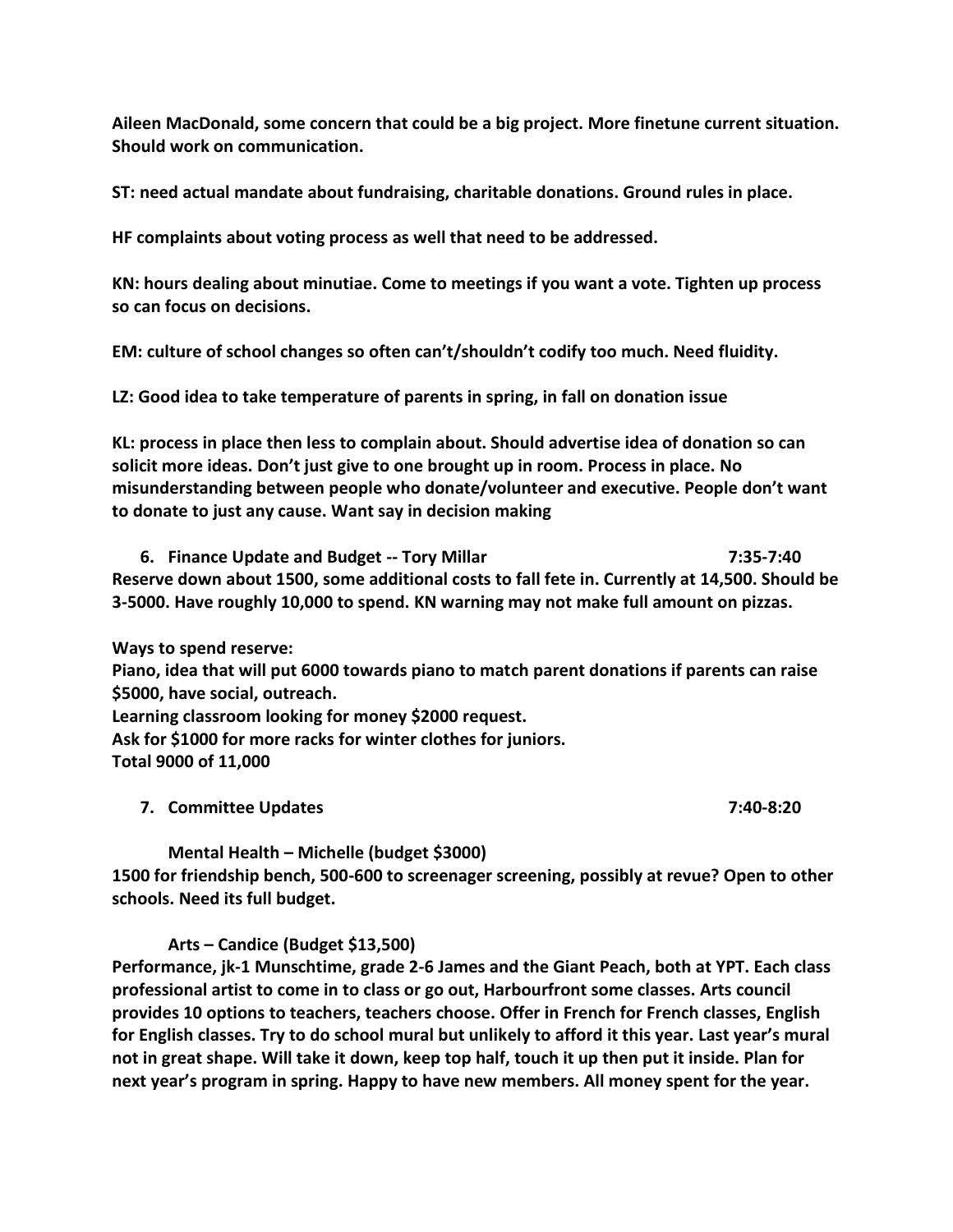**Aileen MacDonald, some concern that could be a big project. More finetune current situation. Should work on communication.**

**ST: need actual mandate about fundraising, charitable donations. Ground rules in place.**

**HF complaints about voting process as well that need to be addressed.**

**KN: hours dealing about minutiae. Come to meetings if you want a vote. Tighten up process so can focus on decisions.**

**EM: culture of school changes so often can't/shouldn't codify too much. Need fluidity.**

**LZ: Good idea to take temperature of parents in spring, in fall on donation issue**

**KL: process in place then less to complain about. Should advertise idea of donation so can solicit more ideas. Don't just give to one brought up in room. Process in place. No misunderstanding between people who donate/volunteer and executive. People don't want to donate to just any cause. Want say in decision making**

6. **Finance Update and Budget -- Tory Millar 7:35-7:40**

**Reserve down about 1500, some additional costs to fall fete in. Currently at 14,500. Should be 3-5000. Have roughly 10,000 to spend. KN warning may not make full amount on pizzas.**

**Ways to spend reserve:**
**Piano, idea that will put 6000 towards piano to match parent donations if parents can raise $5000, have social, outreach.**
**Learning classroom looking for money $2000 request.**
**Ask for $1000 for more racks for winter clothes for juniors.**
**Total 9000 of 11,000**

7. **Committee Updates 7:40-8:20**

**Mental Health – Michelle (budget $3000)**

**1500 for friendship bench, 500-600 to screenager screening, possibly at revue? Open to other schools. Need its full budget.**

**Arts – Candice (Budget $13,500)**

**Performance, jk-1 Munschtime, grade 2-6 James and the Giant Peach, both at YPT. Each class professional artist to come in to class or go out, Harbourfront some classes. Arts council provides 10 options to teachers, teachers choose. Offer in French for French classes, English for English classes. Try to do school mural but unlikely to afford it this year. Last year's mural not in great shape. Will take it down, keep top half, touch it up then put it inside. Plan for next year's program in spring. Happy to have new members. All money spent for the year.**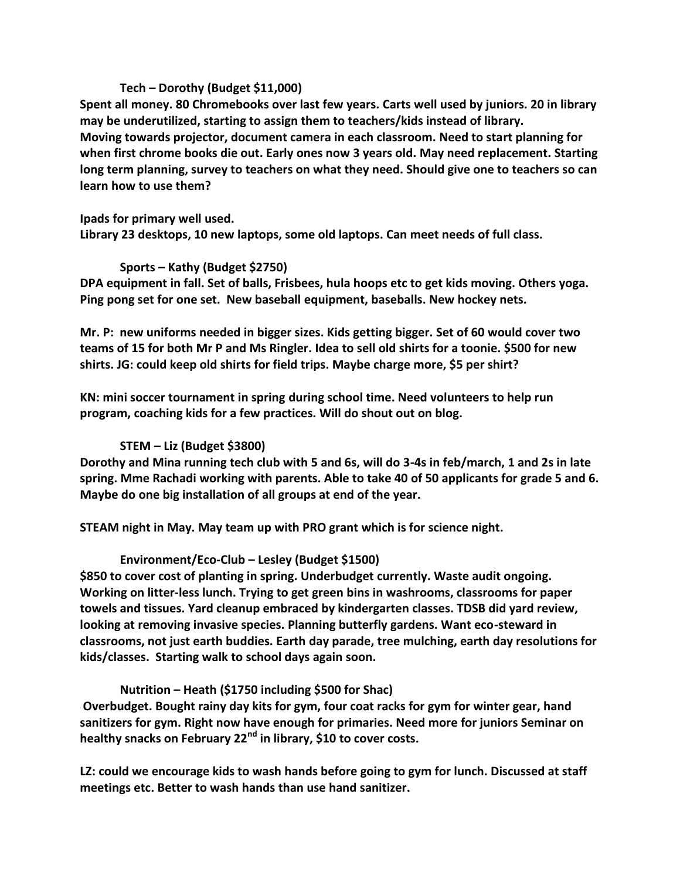### Tech – Dorothy (Budget $11,000)

**Spent all money. 80 Chromebooks over last few years. Carts well used by juniors. 20 in library may be underutilized, starting to assign them to teachers/kids instead of library. Moving towards projector, document camera in each classroom. Need to start planning for when first chrome books die out. Early ones now 3 years old. May need replacement. Starting long term planning, survey to teachers on what they need. Should give one to teachers so can learn how to use them?**

**Ipads for primary well used.**
**Library 23 desktops, 10 new laptops, some old laptops. Can meet needs of full class.**

### Sports – Kathy (Budget $2750)

**DPA equipment in fall. Set of balls, Frisbees, hula hoops etc to get kids moving. Others yoga. Ping pong set for one set. New baseball equipment, baseballs. New hockey nets.**

**Mr. P: new uniforms needed in bigger sizes. Kids getting bigger. Set of 60 would cover two teams of 15 for both Mr P and Ms Ringler. Idea to sell old shirts for a toonie. $500 for new shirts. JG: could keep old shirts for field trips. Maybe charge more, $5 per shirt?**

**KN: mini soccer tournament in spring during school time. Need volunteers to help run program, coaching kids for a few practices. Will do shout out on blog.**

### STEM – Liz (Budget $3800)

**Dorothy and Mina running tech club with 5 and 6s, will do 3-4s in feb/march, 1 and 2s in late spring. Mme Rachadi working with parents. Able to take 40 of 50 applicants for grade 5 and 6. Maybe do one big installation of all groups at end of the year.**

**STEAM night in May. May team up with PRO grant which is for science night.**

### Environment/Eco-Club – Lesley (Budget $1500)

**$850 to cover cost of planting in spring. Underbudget currently. Waste audit ongoing. Working on litter-less lunch. Trying to get green bins in washrooms, classrooms for paper towels and tissues. Yard cleanup embraced by kindergarten classes. TDSB did yard review, looking at removing invasive species. Planning butterfly gardens. Want eco-steward in classrooms, not just earth buddies. Earth day parade, tree mulching, earth day resolutions for kids/classes. Starting walk to school days again soon.**

### Nutrition – Heath ($1750 including $500 for Shac)

**Overbudget. Bought rainy day kits for gym, four coat racks for gym for winter gear, hand sanitizers for gym. Right now have enough for primaries. Need more for juniors Seminar on healthy snacks on February 22nd in library, $10 to cover costs.**

**LZ: could we encourage kids to wash hands before going to gym for lunch. Discussed at staff meetings etc. Better to wash hands than use hand sanitizer.**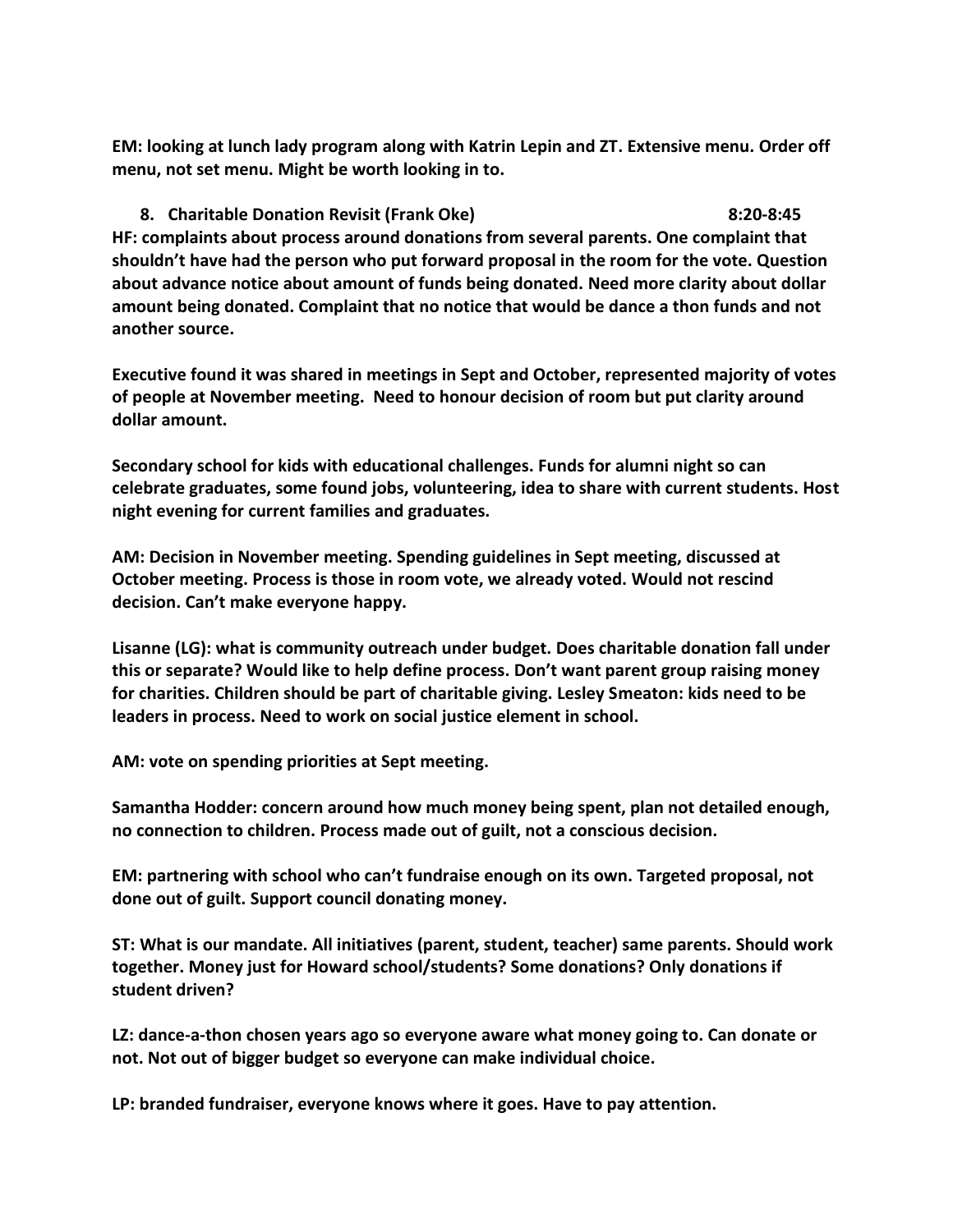**EM: looking at lunch lady program along with Katrin Lepin and ZT. Extensive menu. Order off menu, not set menu. Might be worth looking in to.**

8. **Charitable Donation Revisit (Frank Oke) 8:20-8:45**

**HF: complaints about process around donations from several parents. One complaint that shouldn't have had the person who put forward proposal in the room for the vote. Question about advance notice about amount of funds being donated. Need more clarity about dollar amount being donated. Complaint that no notice that would be dance a thon funds and not another source.**

**Executive found it was shared in meetings in Sept and October, represented majority of votes of people at November meeting. Need to honour decision of room but put clarity around dollar amount.**

**Secondary school for kids with educational challenges. Funds for alumni night so can celebrate graduates, some found jobs, volunteering, idea to share with current students. Host night evening for current families and graduates.**

**AM: Decision in November meeting. Spending guidelines in Sept meeting, discussed at October meeting. Process is those in room vote, we already voted. Would not rescind decision. Can't make everyone happy.**

**Lisanne (LG): what is community outreach under budget. Does charitable donation fall under this or separate? Would like to help define process. Don't want parent group raising money for charities. Children should be part of charitable giving. Lesley Smeaton: kids need to be leaders in process. Need to work on social justice element in school.**

**AM: vote on spending priorities at Sept meeting.**

**Samantha Hodder: concern around how much money being spent, plan not detailed enough, no connection to children. Process made out of guilt, not a conscious decision.**

**EM: partnering with school who can't fundraise enough on its own. Targeted proposal, not done out of guilt. Support council donating money.**

**ST: What is our mandate. All initiatives (parent, student, teacher) same parents. Should work together. Money just for Howard school/students? Some donations? Only donations if student driven?**

**LZ: dance-a-thon chosen years ago so everyone aware what money going to. Can donate or not. Not out of bigger budget so everyone can make individual choice.**

**LP: branded fundraiser, everyone knows where it goes. Have to pay attention.**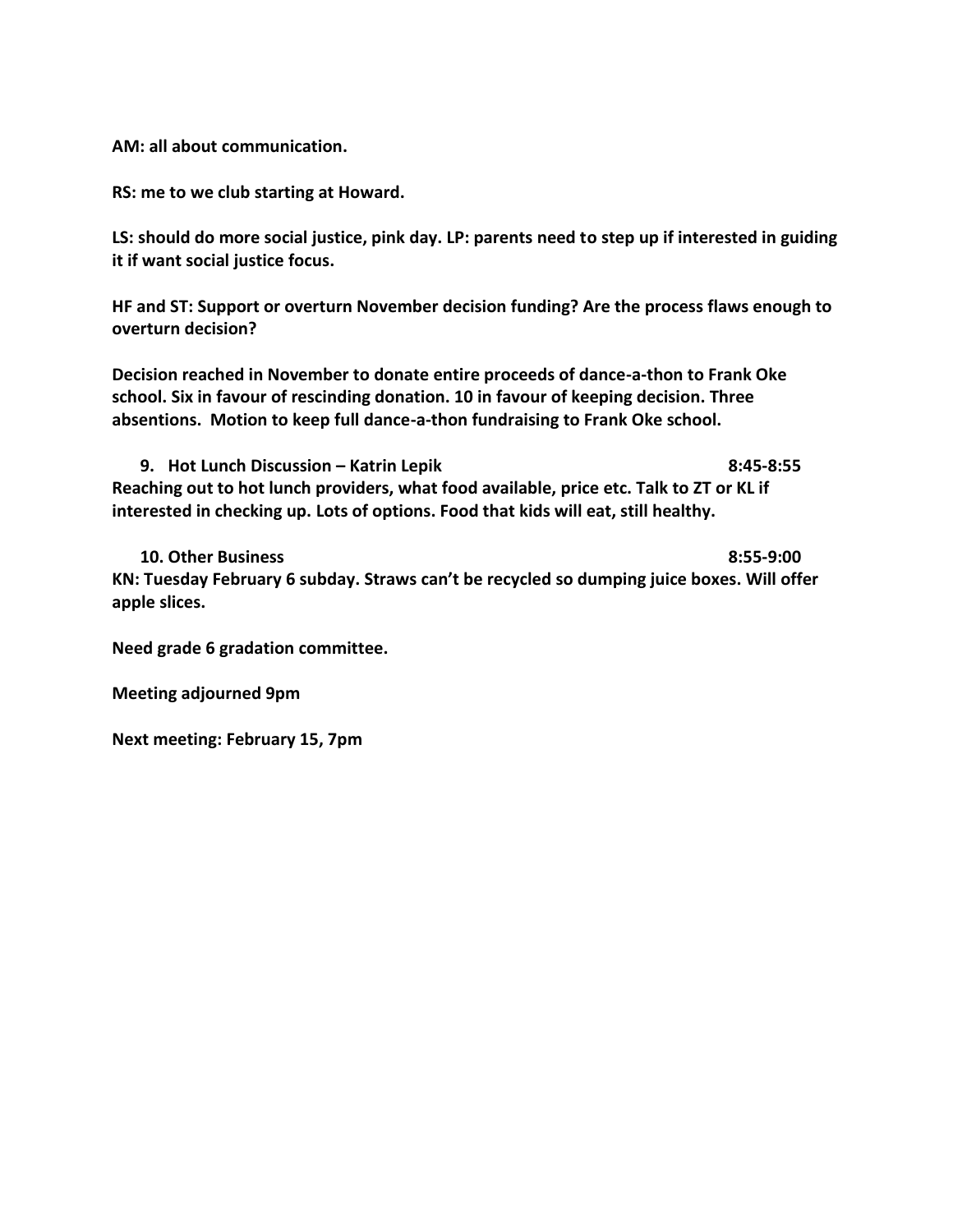**AM: all about communication.**

**RS: me to we club starting at Howard.**

**LS: should do more social justice, pink day. LP: parents need to step up if interested in guiding it if want social justice focus.**

**HF and ST: Support or overturn November decision funding? Are the process flaws enough to overturn decision?**

**Decision reached in November to donate entire proceeds of dance-a-thon to Frank Oke school. Six in favour of rescinding donation. 10 in favour of keeping decision. Three absentions. Motion to keep full dance-a-thon fundraising to Frank Oke school.**

**9. Hot Lunch Discussion – Katrin Lepik 8:45-8:55**

**Reaching out to hot lunch providers, what food available, price etc. Talk to ZT or KL if interested in checking up. Lots of options. Food that kids will eat, still healthy.**

**10. Other Business 8:55-9:00**

**KN: Tuesday February 6 subday. Straws can't be recycled so dumping juice boxes. Will offer apple slices.**

**Need grade 6 gradation committee.**

**Meeting adjourned 9pm**

**Next meeting: February 15, 7pm**